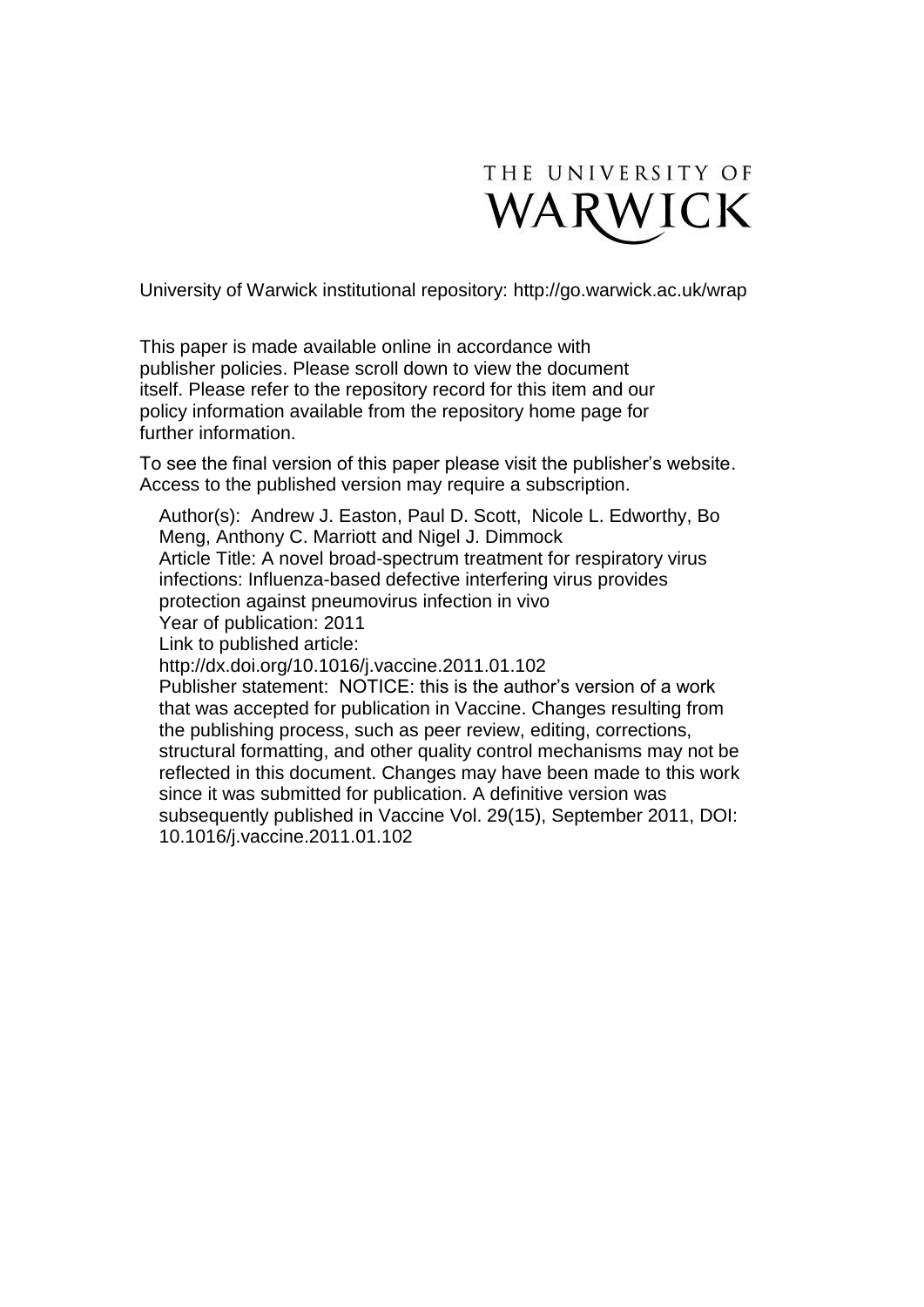THE UNIVERSITY OF WARWICK

University of Warwick institutional repository: http://go.warwick.ac.uk/wrap

This paper is made available online in accordance with publisher policies. Please scroll down to view the document itself. Please refer to the repository record for this item and our policy information available from the repository home page for further information.

To see the final version of this paper please visit the publisher's website. Access to the published version may require a subscription.

Author(s): Andrew J. Easton, Paul D. Scott, Nicole L. Edworthy, Bo Meng, Anthony C. Marriott and Nigel J. Dimmock
Article Title: A novel broad-spectrum treatment for respiratory virus infections: Influenza-based defective interfering virus provides protection against pneumovirus infection in vivo
Year of publication: 2011
Link to published article:
http://dx.doi.org/10.1016/j.vaccine.2011.01.102
Publisher statement: NOTICE: this is the author's version of a work that was accepted for publication in Vaccine. Changes resulting from the publishing process, such as peer review, editing, corrections, structural formatting, and other quality control mechanisms may not be reflected in this document. Changes may have been made to this work since it was submitted for publication. A definitive version was subsequently published in Vaccine Vol. 29(15), September 2011, DOI: 10.1016/j.vaccine.2011.01.102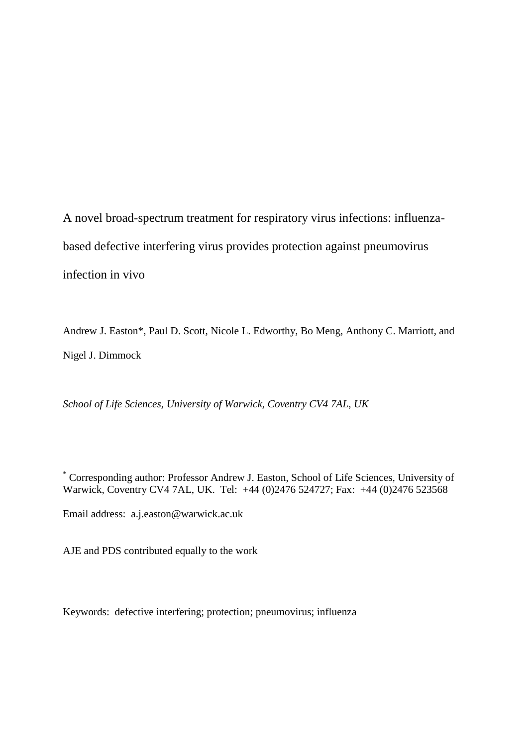# A novel broad-spectrum treatment for respiratory virus infections: influenza-based defective interfering virus provides protection against pneumovirus infection in vivo

Andrew J. Easton*, Paul D. Scott, Nicole L. Edworthy, Bo Meng, Anthony C. Marriott, and Nigel J. Dimmock

*School of Life Sciences, University of Warwick, Coventry CV4 7AL, UK*

* Corresponding author: Professor Andrew J. Easton, School of Life Sciences, University of Warwick, Coventry CV4 7AL, UK. Tel: +44 (0)2476 524727; Fax: +44 (0)2476 523568

Email address: a.j.easton@warwick.ac.uk

AJE and PDS contributed equally to the work

Keywords: defective interfering; protection; pneumovirus; influenza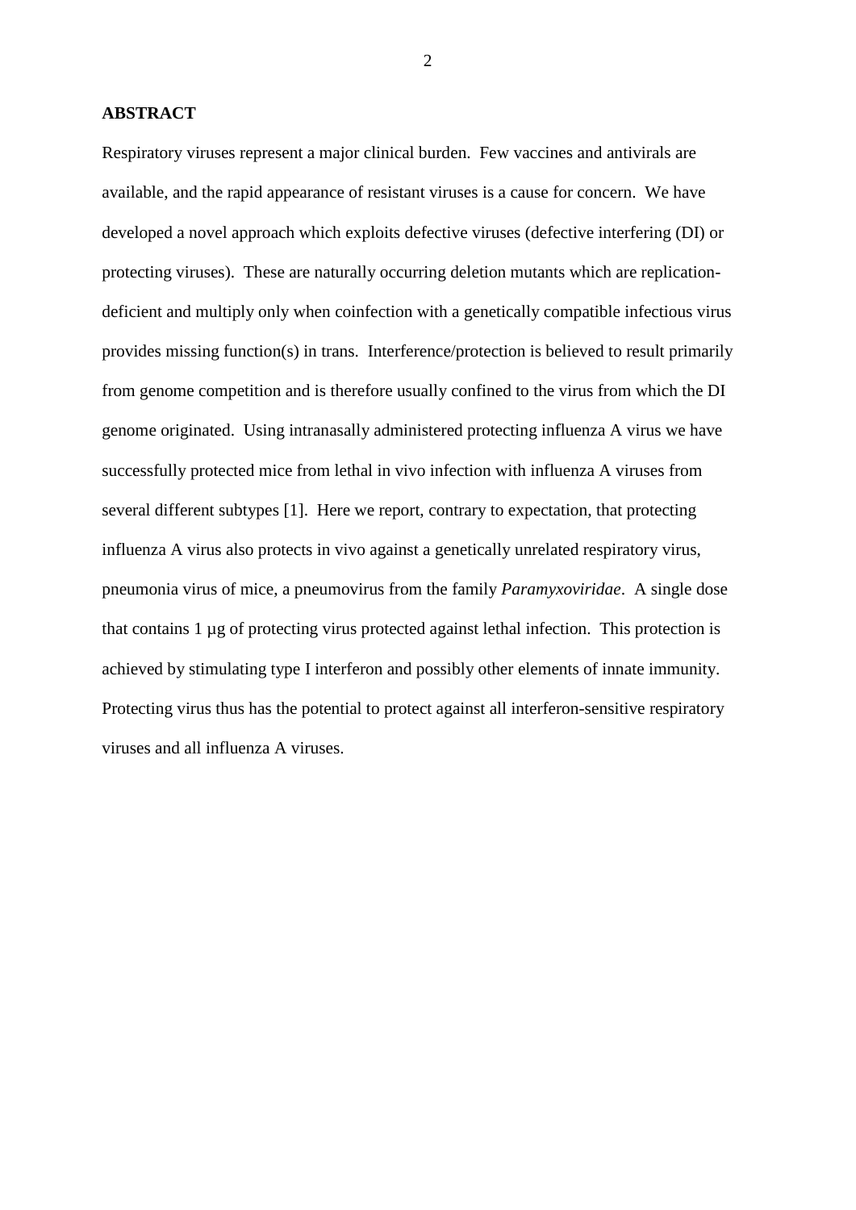## ABSTRACT

Respiratory viruses represent a major clinical burden. Few vaccines and antivirals are available, and the rapid appearance of resistant viruses is a cause for concern. We have developed a novel approach which exploits defective viruses (defective interfering (DI) or protecting viruses). These are naturally occurring deletion mutants which are replication-deficient and multiply only when coinfection with a genetically compatible infectious virus provides missing function(s) in trans. Interference/protection is believed to result primarily from genome competition and is therefore usually confined to the virus from which the DI genome originated. Using intranasally administered protecting influenza A virus we have successfully protected mice from lethal in vivo infection with influenza A viruses from several different subtypes [1]. Here we report, contrary to expectation, that protecting influenza A virus also protects in vivo against a genetically unrelated respiratory virus, pneumonia virus of mice, a pneumovirus from the family *Paramyxoviridae*. A single dose that contains 1 µg of protecting virus protected against lethal infection. This protection is achieved by stimulating type I interferon and possibly other elements of innate immunity. Protecting virus thus has the potential to protect against all interferon-sensitive respiratory viruses and all influenza A viruses.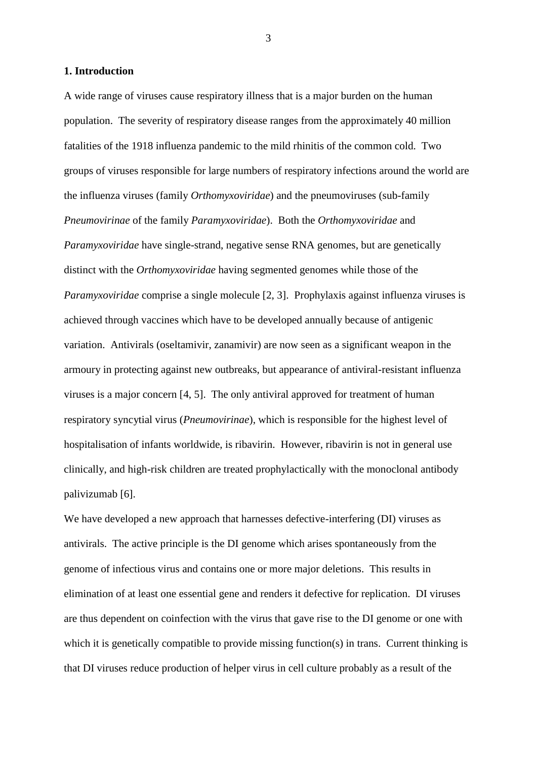## 1. Introduction

A wide range of viruses cause respiratory illness that is a major burden on the human population. The severity of respiratory disease ranges from the approximately 40 million fatalities of the 1918 influenza pandemic to the mild rhinitis of the common cold. Two groups of viruses responsible for large numbers of respiratory infections around the world are the influenza viruses (family *Orthomyxoviridae*) and the pneumoviruses (sub-family *Pneumovirinae* of the family *Paramyxoviridae*). Both the *Orthomyxoviridae* and *Paramyxoviridae* have single-strand, negative sense RNA genomes, but are genetically distinct with the *Orthomyxoviridae* having segmented genomes while those of the *Paramyxoviridae* comprise a single molecule [2, 3]. Prophylaxis against influenza viruses is achieved through vaccines which have to be developed annually because of antigenic variation. Antivirals (oseltamivir, zanamivir) are now seen as a significant weapon in the armoury in protecting against new outbreaks, but appearance of antiviral-resistant influenza viruses is a major concern [4, 5]. The only antiviral approved for treatment of human respiratory syncytial virus (*Pneumovirinae*), which is responsible for the highest level of hospitalisation of infants worldwide, is ribavirin. However, ribavirin is not in general use clinically, and high-risk children are treated prophylactically with the monoclonal antibody palivizumab [6].

We have developed a new approach that harnesses defective-interfering (DI) viruses as antivirals. The active principle is the DI genome which arises spontaneously from the genome of infectious virus and contains one or more major deletions. This results in elimination of at least one essential gene and renders it defective for replication. DI viruses are thus dependent on coinfection with the virus that gave rise to the DI genome or one with which it is genetically compatible to provide missing function(s) in trans. Current thinking is that DI viruses reduce production of helper virus in cell culture probably as a result of the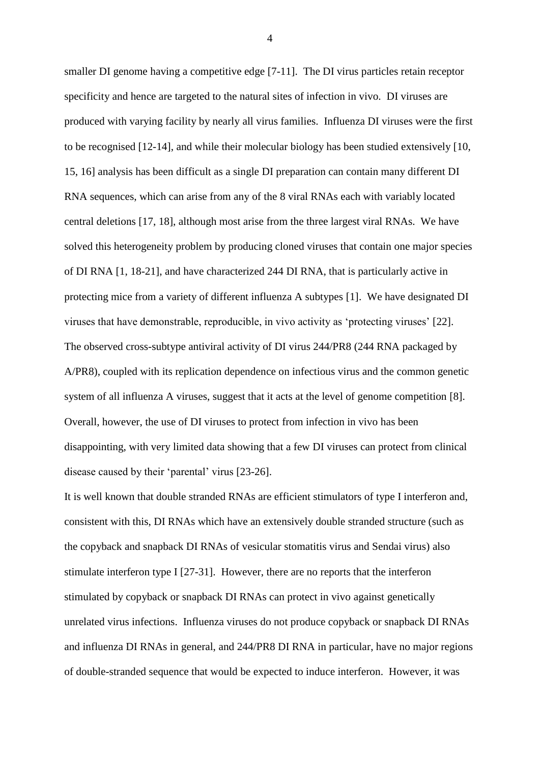smaller DI genome having a competitive edge [7-11]. The DI virus particles retain receptor specificity and hence are targeted to the natural sites of infection in vivo. DI viruses are produced with varying facility by nearly all virus families. Influenza DI viruses were the first to be recognised [12-14], and while their molecular biology has been studied extensively [10, 15, 16] analysis has been difficult as a single DI preparation can contain many different DI RNA sequences, which can arise from any of the 8 viral RNAs each with variably located central deletions [17, 18], although most arise from the three largest viral RNAs. We have solved this heterogeneity problem by producing cloned viruses that contain one major species of DI RNA [1, 18-21], and have characterized 244 DI RNA, that is particularly active in protecting mice from a variety of different influenza A subtypes [1]. We have designated DI viruses that have demonstrable, reproducible, in vivo activity as 'protecting viruses' [22]. The observed cross-subtype antiviral activity of DI virus 244/PR8 (244 RNA packaged by A/PR8), coupled with its replication dependence on infectious virus and the common genetic system of all influenza A viruses, suggest that it acts at the level of genome competition [8]. Overall, however, the use of DI viruses to protect from infection in vivo has been disappointing, with very limited data showing that a few DI viruses can protect from clinical disease caused by their 'parental' virus [23-26].

It is well known that double stranded RNAs are efficient stimulators of type I interferon and, consistent with this, DI RNAs which have an extensively double stranded structure (such as the copyback and snapback DI RNAs of vesicular stomatitis virus and Sendai virus) also stimulate interferon type I [27-31]. However, there are no reports that the interferon stimulated by copyback or snapback DI RNAs can protect in vivo against genetically unrelated virus infections. Influenza viruses do not produce copyback or snapback DI RNAs and influenza DI RNAs in general, and 244/PR8 DI RNA in particular, have no major regions of double-stranded sequence that would be expected to induce interferon. However, it was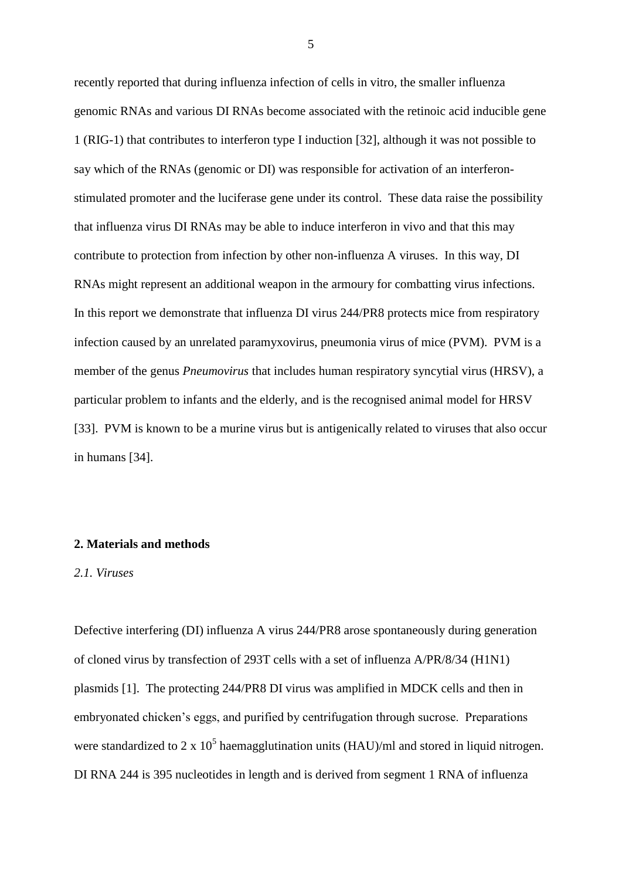recently reported that during influenza infection of cells in vitro, the smaller influenza genomic RNAs and various DI RNAs become associated with the retinoic acid inducible gene 1 (RIG-1) that contributes to interferon type I induction [32], although it was not possible to say which of the RNAs (genomic or DI) was responsible for activation of an interferon-stimulated promoter and the luciferase gene under its control. These data raise the possibility that influenza virus DI RNAs may be able to induce interferon in vivo and that this may contribute to protection from infection by other non-influenza A viruses. In this way, DI RNAs might represent an additional weapon in the armoury for combatting virus infections. In this report we demonstrate that influenza DI virus 244/PR8 protects mice from respiratory infection caused by an unrelated paramyxovirus, pneumonia virus of mice (PVM). PVM is a member of the genus *Pneumovirus* that includes human respiratory syncytial virus (HRSV), a particular problem to infants and the elderly, and is the recognised animal model for HRSV [33]. PVM is known to be a murine virus but is antigenically related to viruses that also occur in humans [34].

## 2. Materials and methods

### *2.1. Viruses*

Defective interfering (DI) influenza A virus 244/PR8 arose spontaneously during generation of cloned virus by transfection of 293T cells with a set of influenza A/PR/8/34 (H1N1) plasmids [1]. The protecting 244/PR8 DI virus was amplified in MDCK cells and then in embryonated chicken's eggs, and purified by centrifugation through sucrose. Preparations were standardized to $2 \times 10^5$ haemagglutination units (HAU)/ml and stored in liquid nitrogen. DI RNA 244 is 395 nucleotides in length and is derived from segment 1 RNA of influenza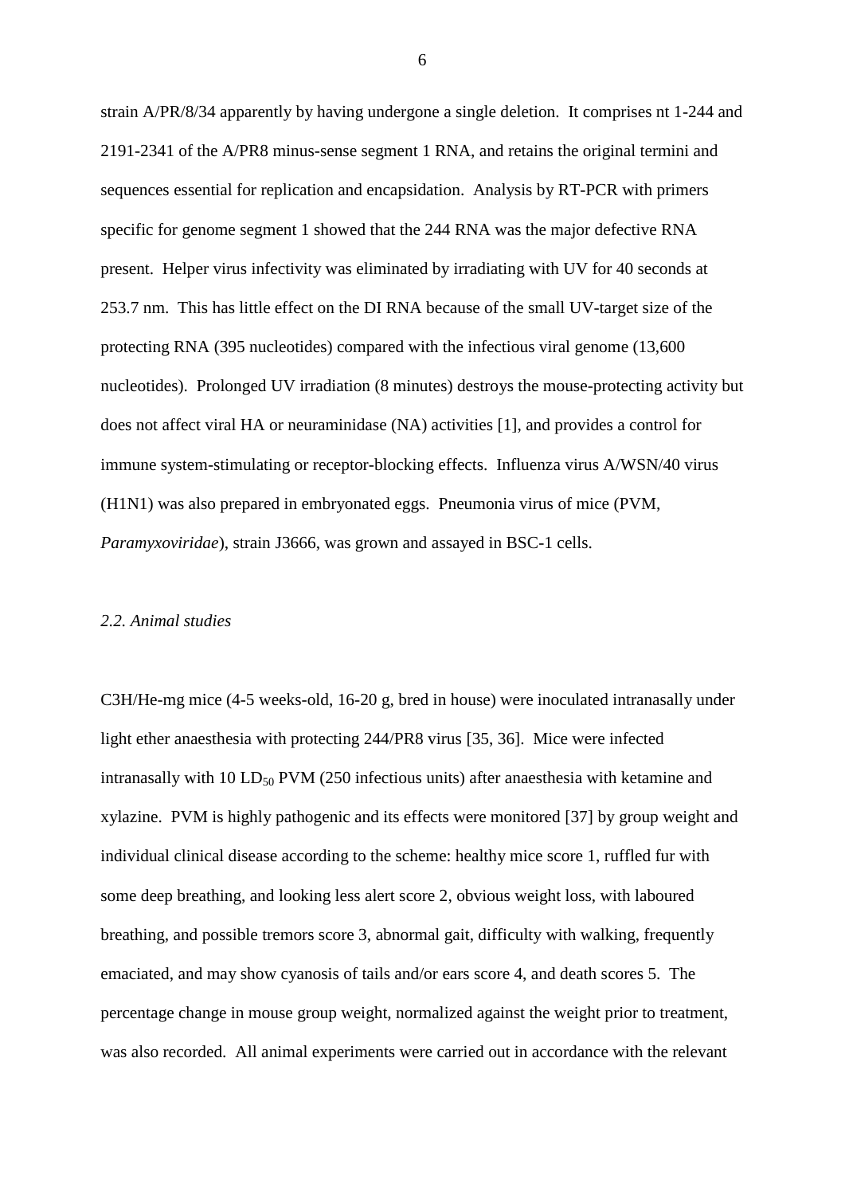strain A/PR/8/34 apparently by having undergone a single deletion. It comprises nt 1-244 and 2191-2341 of the A/PR8 minus-sense segment 1 RNA, and retains the original termini and sequences essential for replication and encapsidation. Analysis by RT-PCR with primers specific for genome segment 1 showed that the 244 RNA was the major defective RNA present. Helper virus infectivity was eliminated by irradiating with UV for 40 seconds at 253.7 nm. This has little effect on the DI RNA because of the small UV-target size of the protecting RNA (395 nucleotides) compared with the infectious viral genome (13,600 nucleotides). Prolonged UV irradiation (8 minutes) destroys the mouse-protecting activity but does not affect viral HA or neuraminidase (NA) activities [1], and provides a control for immune system-stimulating or receptor-blocking effects. Influenza virus A/WSN/40 virus (H1N1) was also prepared in embryonated eggs. Pneumonia virus of mice (PVM, *Paramyxoviridae*), strain J3666, was grown and assayed in BSC-1 cells.

### *2.2. Animal studies*

C3H/He-mg mice (4-5 weeks-old, 16-20 g, bred in house) were inoculated intranasally under light ether anaesthesia with protecting 244/PR8 virus [35, 36]. Mice were infected intranasally with 10 $LD_{50}$ PVM (250 infectious units) after anaesthesia with ketamine and xylazine. PVM is highly pathogenic and its effects were monitored [37] by group weight and individual clinical disease according to the scheme: healthy mice score 1, ruffled fur with some deep breathing, and looking less alert score 2, obvious weight loss, with laboured breathing, and possible tremors score 3, abnormal gait, difficulty with walking, frequently emaciated, and may show cyanosis of tails and/or ears score 4, and death scores 5. The percentage change in mouse group weight, normalized against the weight prior to treatment, was also recorded. All animal experiments were carried out in accordance with the relevant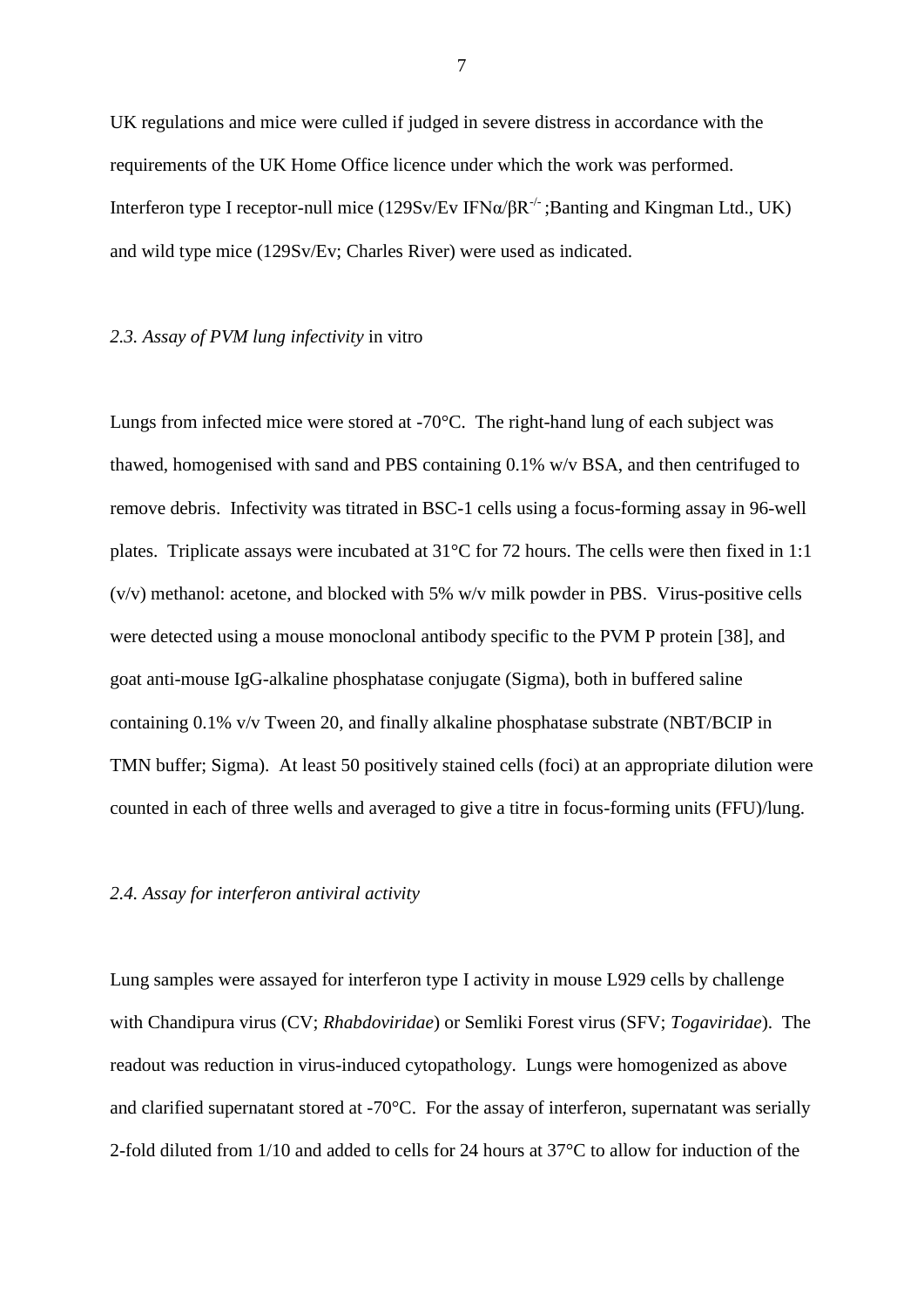UK regulations and mice were culled if judged in severe distress in accordance with the requirements of the UK Home Office licence under which the work was performed. Interferon type I receptor-null mice (129Sv/Ev IFNα/βR$^{-/-}$ ;Banting and Kingman Ltd., UK) and wild type mice (129Sv/Ev; Charles River) were used as indicated.

### *2.3. Assay of PVM lung infectivity* in vitro

Lungs from infected mice were stored at -70°C. The right-hand lung of each subject was thawed, homogenised with sand and PBS containing 0.1% w/v BSA, and then centrifuged to remove debris. Infectivity was titrated in BSC-1 cells using a focus-forming assay in 96-well plates. Triplicate assays were incubated at 31°C for 72 hours. The cells were then fixed in 1:1 (v/v) methanol: acetone, and blocked with 5% w/v milk powder in PBS. Virus-positive cells were detected using a mouse monoclonal antibody specific to the PVM P protein [38], and goat anti-mouse IgG-alkaline phosphatase conjugate (Sigma), both in buffered saline containing 0.1% v/v Tween 20, and finally alkaline phosphatase substrate (NBT/BCIP in TMN buffer; Sigma). At least 50 positively stained cells (foci) at an appropriate dilution were counted in each of three wells and averaged to give a titre in focus-forming units (FFU)/lung.

### *2.4. Assay for interferon antiviral activity*

Lung samples were assayed for interferon type I activity in mouse L929 cells by challenge with Chandipura virus (CV; *Rhabdoviridae*) or Semliki Forest virus (SFV; *Togaviridae*). The readout was reduction in virus-induced cytopathology. Lungs were homogenized as above and clarified supernatant stored at -70°C. For the assay of interferon, supernatant was serially 2-fold diluted from 1/10 and added to cells for 24 hours at 37°C to allow for induction of the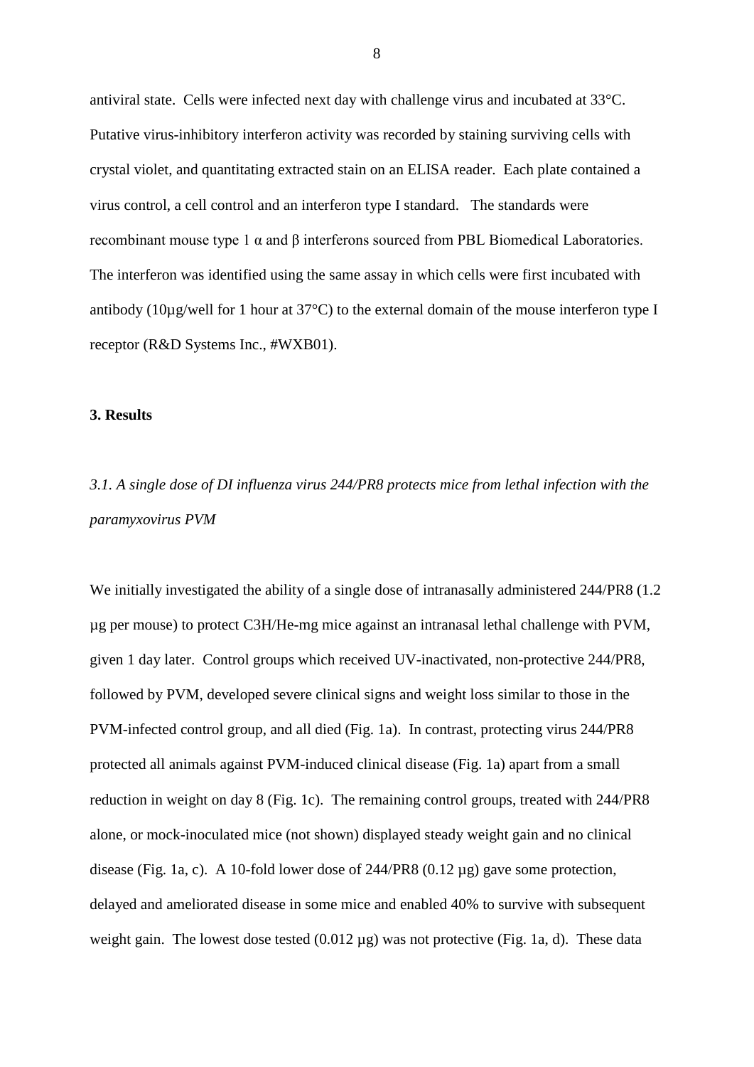antiviral state. Cells were infected next day with challenge virus and incubated at 33°C. Putative virus-inhibitory interferon activity was recorded by staining surviving cells with crystal violet, and quantitating extracted stain on an ELISA reader. Each plate contained a virus control, a cell control and an interferon type I standard. The standards were recombinant mouse type 1 α and β interferons sourced from PBL Biomedical Laboratories. The interferon was identified using the same assay in which cells were first incubated with antibody (10µg/well for 1 hour at 37°C) to the external domain of the mouse interferon type I receptor (R&D Systems Inc., #WXB01).

## 3. Results

### *3.1. A single dose of DI influenza virus 244/PR8 protects mice from lethal infection with the paramyxovirus PVM*

We initially investigated the ability of a single dose of intranasally administered 244/PR8 (1.2 µg per mouse) to protect C3H/He-mg mice against an intranasal lethal challenge with PVM, given 1 day later. Control groups which received UV-inactivated, non-protective 244/PR8, followed by PVM, developed severe clinical signs and weight loss similar to those in the PVM-infected control group, and all died (Fig. 1a). In contrast, protecting virus 244/PR8 protected all animals against PVM-induced clinical disease (Fig. 1a) apart from a small reduction in weight on day 8 (Fig. 1c). The remaining control groups, treated with 244/PR8 alone, or mock-inoculated mice (not shown) displayed steady weight gain and no clinical disease (Fig. 1a, c). A 10-fold lower dose of 244/PR8 (0.12 µg) gave some protection, delayed and ameliorated disease in some mice and enabled 40% to survive with subsequent weight gain. The lowest dose tested (0.012 µg) was not protective (Fig. 1a, d). These data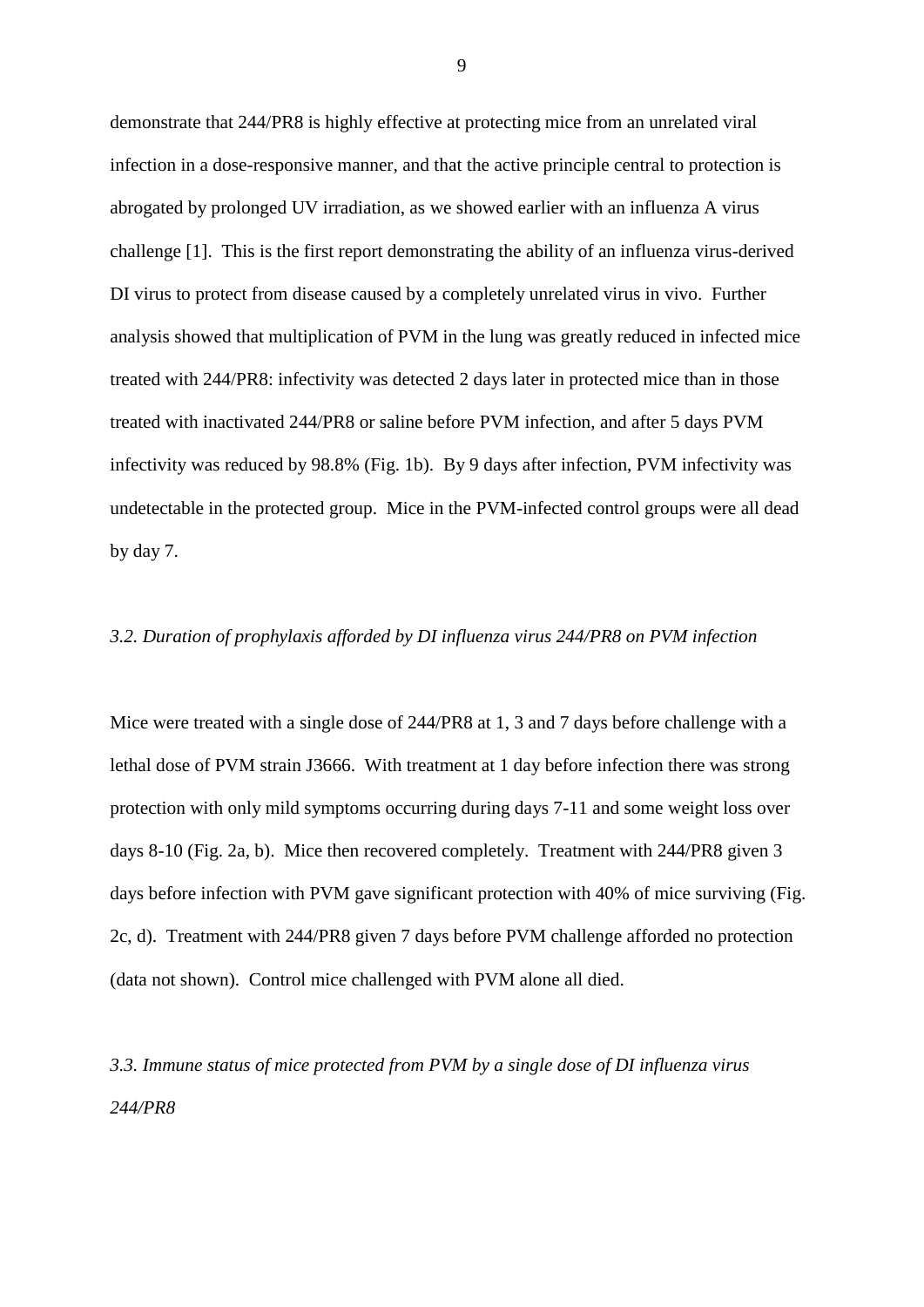demonstrate that 244/PR8 is highly effective at protecting mice from an unrelated viral infection in a dose-responsive manner, and that the active principle central to protection is abrogated by prolonged UV irradiation, as we showed earlier with an influenza A virus challenge [1]. This is the first report demonstrating the ability of an influenza virus-derived DI virus to protect from disease caused by a completely unrelated virus in vivo. Further analysis showed that multiplication of PVM in the lung was greatly reduced in infected mice treated with 244/PR8: infectivity was detected 2 days later in protected mice than in those treated with inactivated 244/PR8 or saline before PVM infection, and after 5 days PVM infectivity was reduced by 98.8% (Fig. 1b). By 9 days after infection, PVM infectivity was undetectable in the protected group. Mice in the PVM-infected control groups were all dead by day 7.

### *3.2. Duration of prophylaxis afforded by DI influenza virus 244/PR8 on PVM infection*

Mice were treated with a single dose of 244/PR8 at 1, 3 and 7 days before challenge with a lethal dose of PVM strain J3666. With treatment at 1 day before infection there was strong protection with only mild symptoms occurring during days 7-11 and some weight loss over days 8-10 (Fig. 2a, b). Mice then recovered completely. Treatment with 244/PR8 given 3 days before infection with PVM gave significant protection with 40% of mice surviving (Fig. 2c, d). Treatment with 244/PR8 given 7 days before PVM challenge afforded no protection (data not shown). Control mice challenged with PVM alone all died.

### *3.3. Immune status of mice protected from PVM by a single dose of DI influenza virus 244/PR8*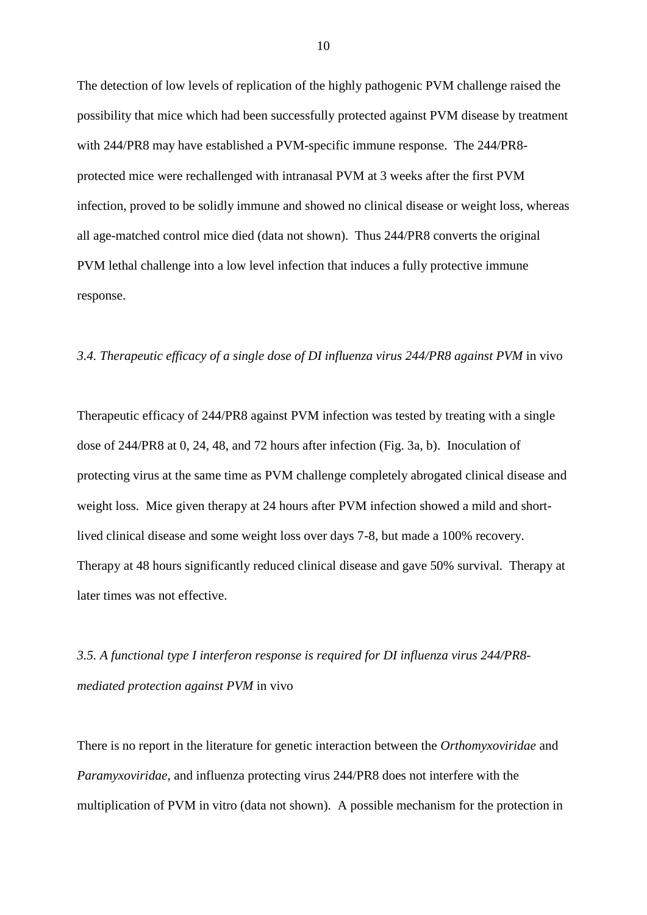The detection of low levels of replication of the highly pathogenic PVM challenge raised the possibility that mice which had been successfully protected against PVM disease by treatment with 244/PR8 may have established a PVM-specific immune response. The 244/PR8-protected mice were rechallenged with intranasal PVM at 3 weeks after the first PVM infection, proved to be solidly immune and showed no clinical disease or weight loss, whereas all age-matched control mice died (data not shown). Thus 244/PR8 converts the original PVM lethal challenge into a low level infection that induces a fully protective immune response.

### *3.4. Therapeutic efficacy of a single dose of DI influenza virus 244/PR8 against PVM* in vivo

Therapeutic efficacy of 244/PR8 against PVM infection was tested by treating with a single dose of 244/PR8 at 0, 24, 48, and 72 hours after infection (Fig. 3a, b). Inoculation of protecting virus at the same time as PVM challenge completely abrogated clinical disease and weight loss. Mice given therapy at 24 hours after PVM infection showed a mild and short-lived clinical disease and some weight loss over days 7-8, but made a 100% recovery. Therapy at 48 hours significantly reduced clinical disease and gave 50% survival. Therapy at later times was not effective.

### *3.5. A functional type I interferon response is required for DI influenza virus 244/PR8-mediated protection against PVM* in vivo

There is no report in the literature for genetic interaction between the *Orthomyxoviridae* and *Paramyxoviridae*, and influenza protecting virus 244/PR8 does not interfere with the multiplication of PVM in vitro (data not shown). A possible mechanism for the protection in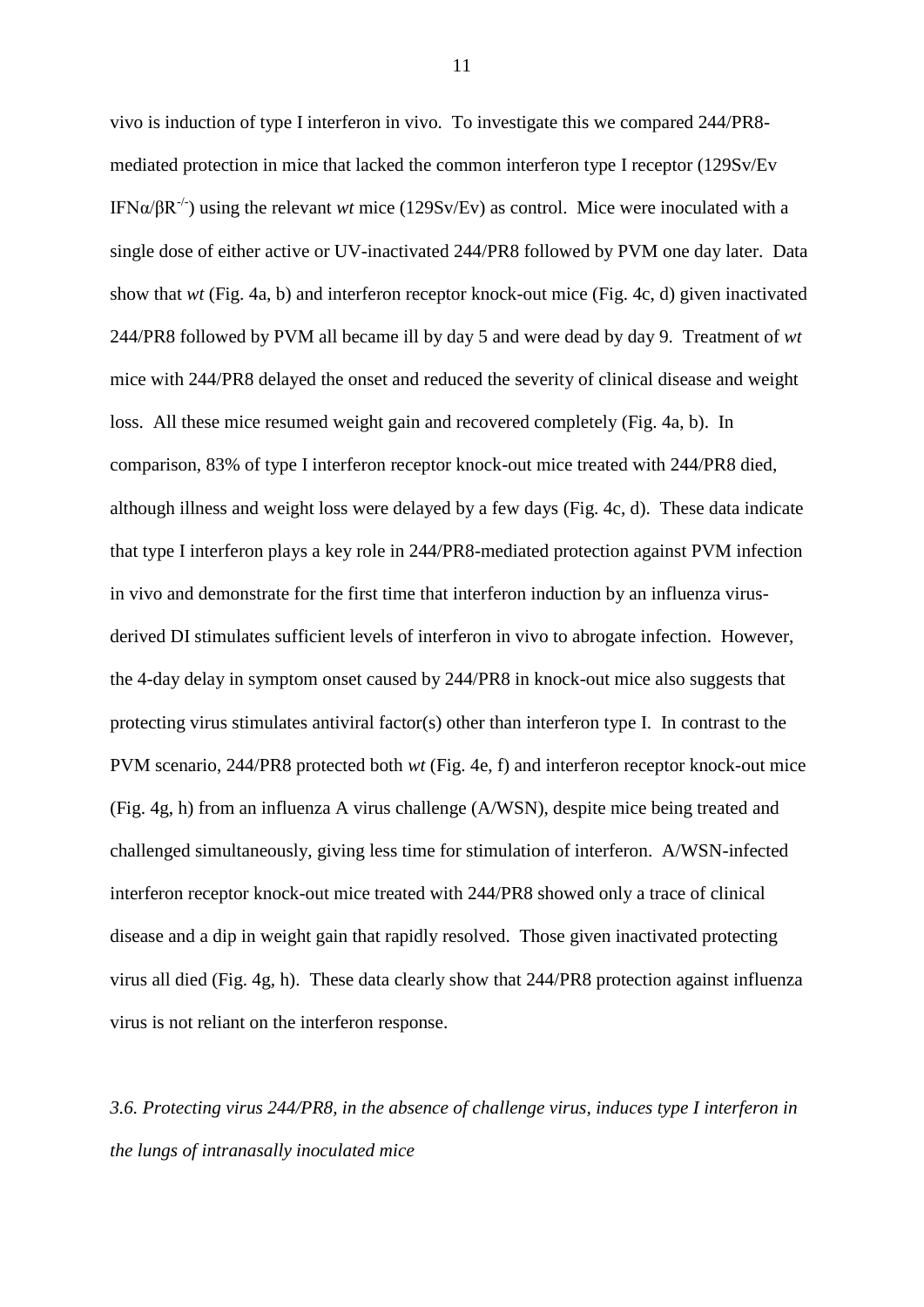vivo is induction of type I interferon in vivo. To investigate this we compared 244/PR8-mediated protection in mice that lacked the common interferon type I receptor (129Sv/Ev IFN$\alpha$/$\beta$R$^{-/-}$) using the relevant *wt* mice (129Sv/Ev) as control. Mice were inoculated with a single dose of either active or UV-inactivated 244/PR8 followed by PVM one day later. Data show that *wt* (Fig. 4a, b) and interferon receptor knock-out mice (Fig. 4c, d) given inactivated 244/PR8 followed by PVM all became ill by day 5 and were dead by day 9. Treatment of *wt* mice with 244/PR8 delayed the onset and reduced the severity of clinical disease and weight loss. All these mice resumed weight gain and recovered completely (Fig. 4a, b). In comparison, 83% of type I interferon receptor knock-out mice treated with 244/PR8 died, although illness and weight loss were delayed by a few days (Fig. 4c, d). These data indicate that type I interferon plays a key role in 244/PR8-mediated protection against PVM infection in vivo and demonstrate for the first time that interferon induction by an influenza virus-derived DI stimulates sufficient levels of interferon in vivo to abrogate infection. However, the 4-day delay in symptom onset caused by 244/PR8 in knock-out mice also suggests that protecting virus stimulates antiviral factor(s) other than interferon type I. In contrast to the PVM scenario, 244/PR8 protected both *wt* (Fig. 4e, f) and interferon receptor knock-out mice (Fig. 4g, h) from an influenza A virus challenge (A/WSN), despite mice being treated and challenged simultaneously, giving less time for stimulation of interferon. A/WSN-infected interferon receptor knock-out mice treated with 244/PR8 showed only a trace of clinical disease and a dip in weight gain that rapidly resolved. Those given inactivated protecting virus all died (Fig. 4g, h). These data clearly show that 244/PR8 protection against influenza virus is not reliant on the interferon response.

### *3.6. Protecting virus 244/PR8, in the absence of challenge virus, induces type I interferon in the lungs of intranasally inoculated mice*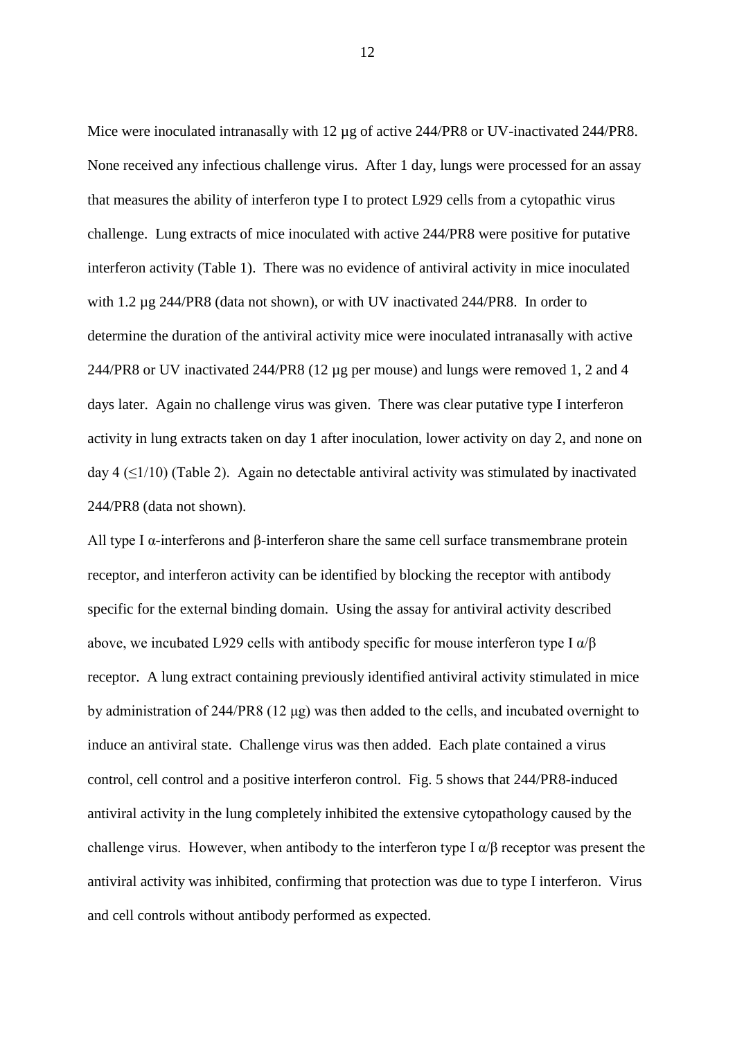Mice were inoculated intranasally with 12 µg of active 244/PR8 or UV-inactivated 244/PR8. None received any infectious challenge virus. After 1 day, lungs were processed for an assay that measures the ability of interferon type I to protect L929 cells from a cytopathic virus challenge. Lung extracts of mice inoculated with active 244/PR8 were positive for putative interferon activity (Table 1). There was no evidence of antiviral activity in mice inoculated with 1.2 µg 244/PR8 (data not shown), or with UV inactivated 244/PR8. In order to determine the duration of the antiviral activity mice were inoculated intranasally with active 244/PR8 or UV inactivated 244/PR8 (12 µg per mouse) and lungs were removed 1, 2 and 4 days later. Again no challenge virus was given. There was clear putative type I interferon activity in lung extracts taken on day 1 after inoculation, lower activity on day 2, and none on day 4 ($\leq$1/10) (Table 2). Again no detectable antiviral activity was stimulated by inactivated 244/PR8 (data not shown).

All type I α-interferons and β-interferon share the same cell surface transmembrane protein receptor, and interferon activity can be identified by blocking the receptor with antibody specific for the external binding domain. Using the assay for antiviral activity described above, we incubated L929 cells with antibody specific for mouse interferon type I α/β receptor. A lung extract containing previously identified antiviral activity stimulated in mice by administration of 244/PR8 (12 µg) was then added to the cells, and incubated overnight to induce an antiviral state. Challenge virus was then added. Each plate contained a virus control, cell control and a positive interferon control. Fig. 5 shows that 244/PR8-induced antiviral activity in the lung completely inhibited the extensive cytopathology caused by the challenge virus. However, when antibody to the interferon type I α/β receptor was present the antiviral activity was inhibited, confirming that protection was due to type I interferon. Virus and cell controls without antibody performed as expected.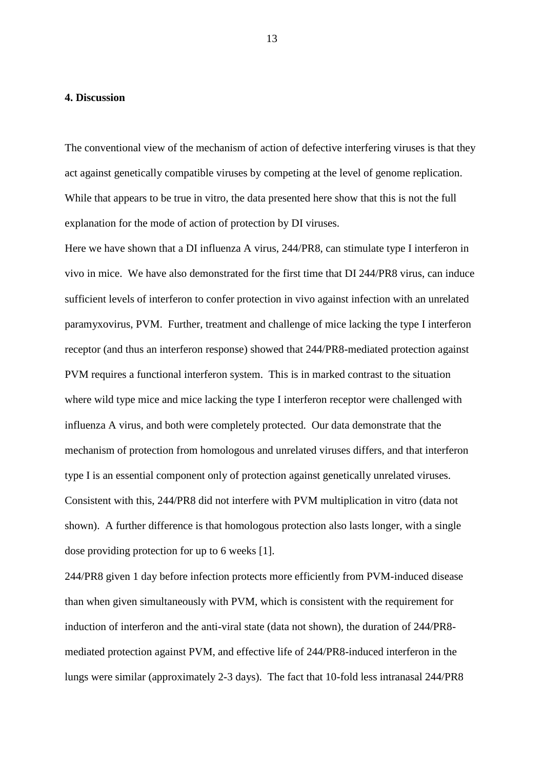## 4. Discussion

The conventional view of the mechanism of action of defective interfering viruses is that they act against genetically compatible viruses by competing at the level of genome replication. While that appears to be true in vitro, the data presented here show that this is not the full explanation for the mode of action of protection by DI viruses.

Here we have shown that a DI influenza A virus, 244/PR8, can stimulate type I interferon in vivo in mice. We have also demonstrated for the first time that DI 244/PR8 virus, can induce sufficient levels of interferon to confer protection in vivo against infection with an unrelated paramyxovirus, PVM. Further, treatment and challenge of mice lacking the type I interferon receptor (and thus an interferon response) showed that 244/PR8-mediated protection against PVM requires a functional interferon system. This is in marked contrast to the situation where wild type mice and mice lacking the type I interferon receptor were challenged with influenza A virus, and both were completely protected. Our data demonstrate that the mechanism of protection from homologous and unrelated viruses differs, and that interferon type I is an essential component only of protection against genetically unrelated viruses. Consistent with this, 244/PR8 did not interfere with PVM multiplication in vitro (data not shown). A further difference is that homologous protection also lasts longer, with a single dose providing protection for up to 6 weeks [1].

244/PR8 given 1 day before infection protects more efficiently from PVM-induced disease than when given simultaneously with PVM, which is consistent with the requirement for induction of interferon and the anti-viral state (data not shown), the duration of 244/PR8-mediated protection against PVM, and effective life of 244/PR8-induced interferon in the lungs were similar (approximately 2-3 days). The fact that 10-fold less intranasal 244/PR8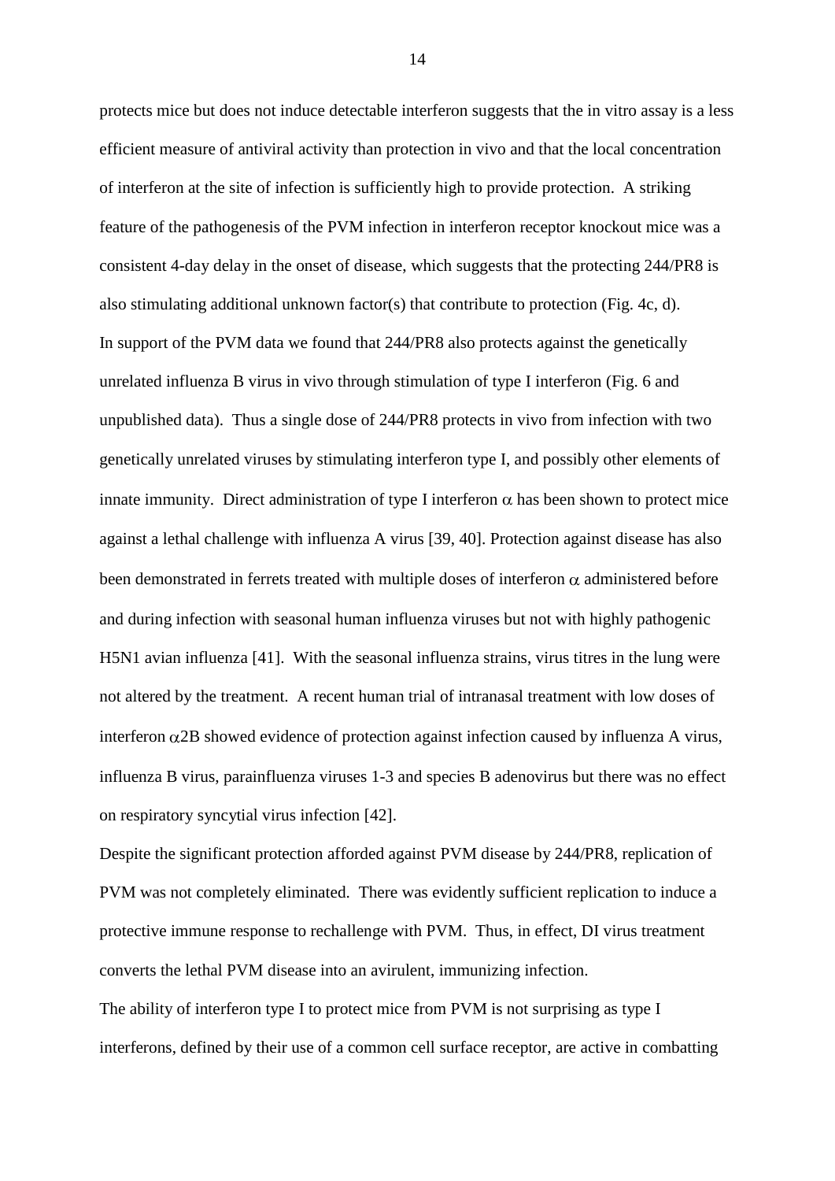protects mice but does not induce detectable interferon suggests that the in vitro assay is a less efficient measure of antiviral activity than protection in vivo and that the local concentration of interferon at the site of infection is sufficiently high to provide protection. A striking feature of the pathogenesis of the PVM infection in interferon receptor knockout mice was a consistent 4-day delay in the onset of disease, which suggests that the protecting 244/PR8 is also stimulating additional unknown factor(s) that contribute to protection (Fig. 4c, d).

In support of the PVM data we found that 244/PR8 also protects against the genetically unrelated influenza B virus in vivo through stimulation of type I interferon (Fig. 6 and unpublished data). Thus a single dose of 244/PR8 protects in vivo from infection with two genetically unrelated viruses by stimulating interferon type I, and possibly other elements of innate immunity. Direct administration of type I interferon $\alpha$ has been shown to protect mice against a lethal challenge with influenza A virus [39, 40]. Protection against disease has also been demonstrated in ferrets treated with multiple doses of interferon $\alpha$ administered before and during infection with seasonal human influenza viruses but not with highly pathogenic H5N1 avian influenza [41]. With the seasonal influenza strains, virus titres in the lung were not altered by the treatment. A recent human trial of intranasal treatment with low doses of interferon $\alpha$2B showed evidence of protection against infection caused by influenza A virus, influenza B virus, parainfluenza viruses 1-3 and species B adenovirus but there was no effect on respiratory syncytial virus infection [42].

Despite the significant protection afforded against PVM disease by 244/PR8, replication of PVM was not completely eliminated. There was evidently sufficient replication to induce a protective immune response to rechallenge with PVM. Thus, in effect, DI virus treatment converts the lethal PVM disease into an avirulent, immunizing infection.

The ability of interferon type I to protect mice from PVM is not surprising as type I interferons, defined by their use of a common cell surface receptor, are active in combatting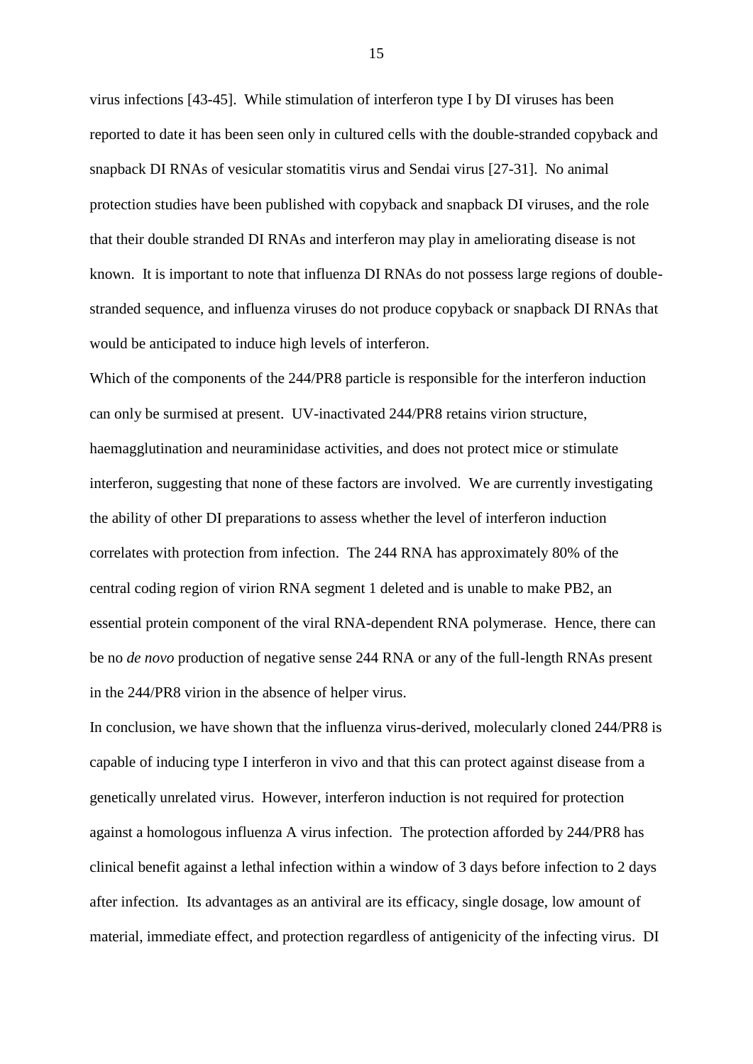virus infections [43-45]. While stimulation of interferon type I by DI viruses has been reported to date it has been seen only in cultured cells with the double-stranded copyback and snapback DI RNAs of vesicular stomatitis virus and Sendai virus [27-31]. No animal protection studies have been published with copyback and snapback DI viruses, and the role that their double stranded DI RNAs and interferon may play in ameliorating disease is not known. It is important to note that influenza DI RNAs do not possess large regions of double-stranded sequence, and influenza viruses do not produce copyback or snapback DI RNAs that would be anticipated to induce high levels of interferon.

Which of the components of the 244/PR8 particle is responsible for the interferon induction can only be surmised at present. UV-inactivated 244/PR8 retains virion structure, haemagglutination and neuraminidase activities, and does not protect mice or stimulate interferon, suggesting that none of these factors are involved. We are currently investigating the ability of other DI preparations to assess whether the level of interferon induction correlates with protection from infection. The 244 RNA has approximately 80% of the central coding region of virion RNA segment 1 deleted and is unable to make PB2, an essential protein component of the viral RNA-dependent RNA polymerase. Hence, there can be no *de novo* production of negative sense 244 RNA or any of the full-length RNAs present in the 244/PR8 virion in the absence of helper virus.

In conclusion, we have shown that the influenza virus-derived, molecularly cloned 244/PR8 is capable of inducing type I interferon in vivo and that this can protect against disease from a genetically unrelated virus. However, interferon induction is not required for protection against a homologous influenza A virus infection. The protection afforded by 244/PR8 has clinical benefit against a lethal infection within a window of 3 days before infection to 2 days after infection. Its advantages as an antiviral are its efficacy, single dosage, low amount of material, immediate effect, and protection regardless of antigenicity of the infecting virus. DI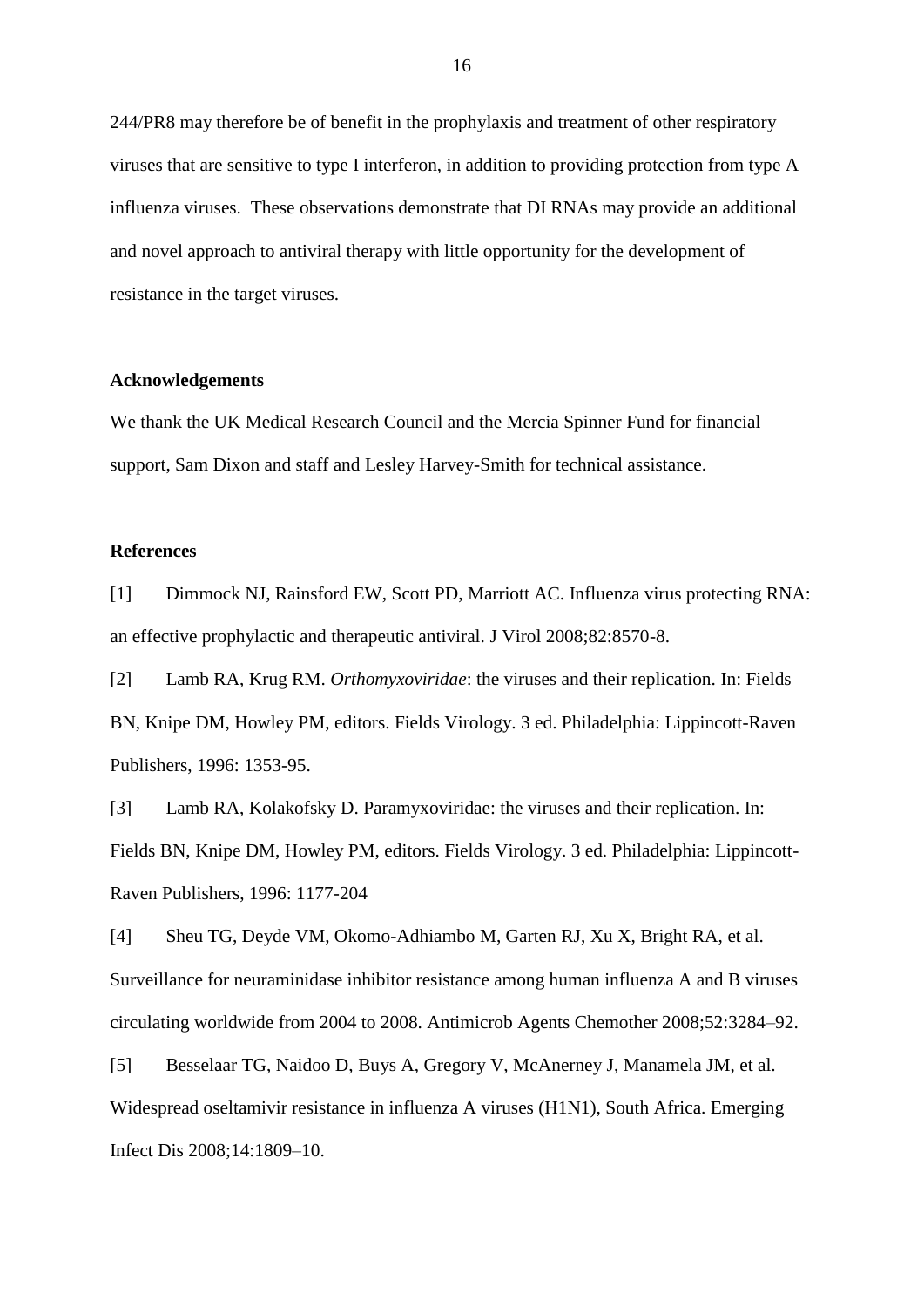244/PR8 may therefore be of benefit in the prophylaxis and treatment of other respiratory viruses that are sensitive to type I interferon, in addition to providing protection from type A influenza viruses. These observations demonstrate that DI RNAs may provide an additional and novel approach to antiviral therapy with little opportunity for the development of resistance in the target viruses.

**Acknowledgements**

We thank the UK Medical Research Council and the Mercia Spinner Fund for financial support, Sam Dixon and staff and Lesley Harvey-Smith for technical assistance.

**References**

[1] Dimmock NJ, Rainsford EW, Scott PD, Marriott AC. Influenza virus protecting RNA: an effective prophylactic and therapeutic antiviral. J Virol 2008;82:8570-8.

[2] Lamb RA, Krug RM. *Orthomyxoviridae*: the viruses and their replication. In: Fields BN, Knipe DM, Howley PM, editors. Fields Virology. 3 ed. Philadelphia: Lippincott-Raven Publishers, 1996: 1353-95.

[3] Lamb RA, Kolakofsky D. Paramyxoviridae: the viruses and their replication. In: Fields BN, Knipe DM, Howley PM, editors. Fields Virology. 3 ed. Philadelphia: Lippincott-Raven Publishers, 1996: 1177-204

[4] Sheu TG, Deyde VM, Okomo-Adhiambo M, Garten RJ, Xu X, Bright RA, et al. Surveillance for neuraminidase inhibitor resistance among human influenza A and B viruses circulating worldwide from 2004 to 2008. Antimicrob Agents Chemother 2008;52:3284–92.

[5] Besselaar TG, Naidoo D, Buys A, Gregory V, McAnerney J, Manamela JM, et al. Widespread oseltamivir resistance in influenza A viruses (H1N1), South Africa. Emerging Infect Dis 2008;14:1809–10.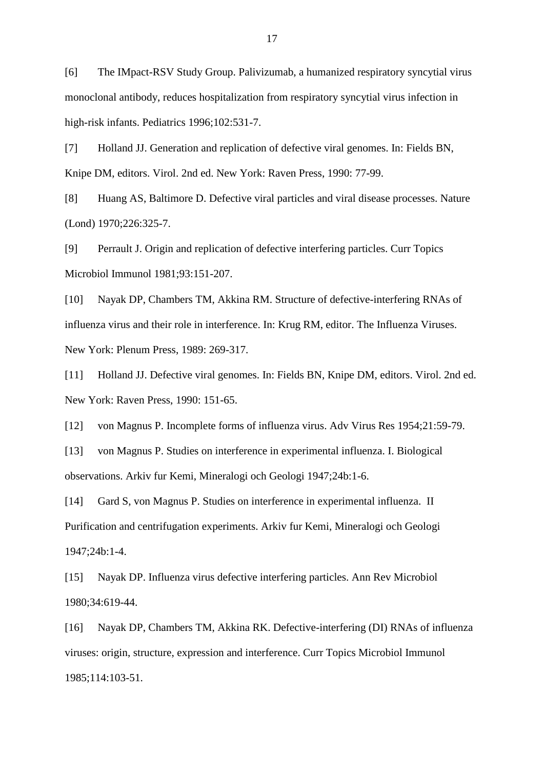[6] The IMpact-RSV Study Group. Palivizumab, a humanized respiratory syncytial virus monoclonal antibody, reduces hospitalization from respiratory syncytial virus infection in high-risk infants. Pediatrics 1996;102:531-7.

[7] Holland JJ. Generation and replication of defective viral genomes. In: Fields BN, Knipe DM, editors. Virol. 2nd ed. New York: Raven Press, 1990: 77-99.

[8] Huang AS, Baltimore D. Defective viral particles and viral disease processes. Nature (Lond) 1970;226:325-7.

[9] Perrault J. Origin and replication of defective interfering particles. Curr Topics Microbiol Immunol 1981;93:151-207.

[10] Nayak DP, Chambers TM, Akkina RM. Structure of defective-interfering RNAs of influenza virus and their role in interference. In: Krug RM, editor. The Influenza Viruses. New York: Plenum Press, 1989: 269-317.

[11] Holland JJ. Defective viral genomes. In: Fields BN, Knipe DM, editors. Virol. 2nd ed. New York: Raven Press, 1990: 151-65.

[12] von Magnus P. Incomplete forms of influenza virus. Adv Virus Res 1954;21:59-79.

[13] von Magnus P. Studies on interference in experimental influenza. I. Biological observations. Arkiv fur Kemi, Mineralogi och Geologi 1947;24b:1-6.

[14] Gard S, von Magnus P. Studies on interference in experimental influenza. II Purification and centrifugation experiments. Arkiv fur Kemi, Mineralogi och Geologi 1947;24b:1-4.

[15] Nayak DP. Influenza virus defective interfering particles. Ann Rev Microbiol 1980;34:619-44.

[16] Nayak DP, Chambers TM, Akkina RK. Defective-interfering (DI) RNAs of influenza viruses: origin, structure, expression and interference. Curr Topics Microbiol Immunol 1985;114:103-51.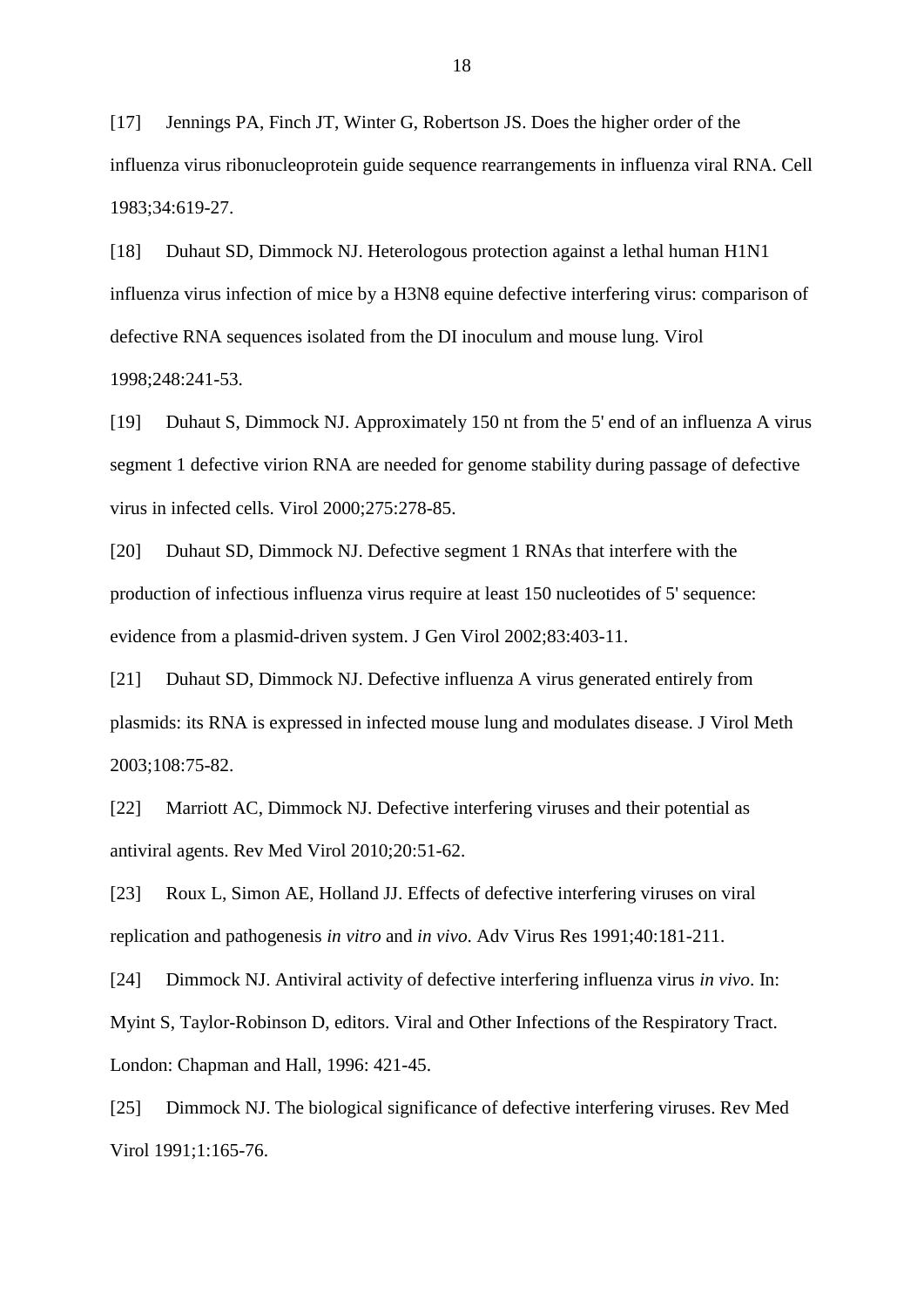[17] Jennings PA, Finch JT, Winter G, Robertson JS. Does the higher order of the influenza virus ribonucleoprotein guide sequence rearrangements in influenza viral RNA. Cell 1983;34:619-27.

[18] Duhaut SD, Dimmock NJ. Heterologous protection against a lethal human H1N1 influenza virus infection of mice by a H3N8 equine defective interfering virus: comparison of defective RNA sequences isolated from the DI inoculum and mouse lung. Virol 1998;248:241-53.

[19] Duhaut S, Dimmock NJ. Approximately 150 nt from the 5' end of an influenza A virus segment 1 defective virion RNA are needed for genome stability during passage of defective virus in infected cells. Virol 2000;275:278-85.

[20] Duhaut SD, Dimmock NJ. Defective segment 1 RNAs that interfere with the production of infectious influenza virus require at least 150 nucleotides of 5' sequence: evidence from a plasmid-driven system. J Gen Virol 2002;83:403-11.

[21] Duhaut SD, Dimmock NJ. Defective influenza A virus generated entirely from plasmids: its RNA is expressed in infected mouse lung and modulates disease. J Virol Meth 2003;108:75-82.

[22] Marriott AC, Dimmock NJ. Defective interfering viruses and their potential as antiviral agents. Rev Med Virol 2010;20:51-62.

[23] Roux L, Simon AE, Holland JJ. Effects of defective interfering viruses on viral replication and pathogenesis *in vitro* and *in vivo*. Adv Virus Res 1991;40:181-211.

[24] Dimmock NJ. Antiviral activity of defective interfering influenza virus *in vivo*. In: Myint S, Taylor-Robinson D, editors. Viral and Other Infections of the Respiratory Tract. London: Chapman and Hall, 1996: 421-45.

[25] Dimmock NJ. The biological significance of defective interfering viruses. Rev Med Virol 1991;1:165-76.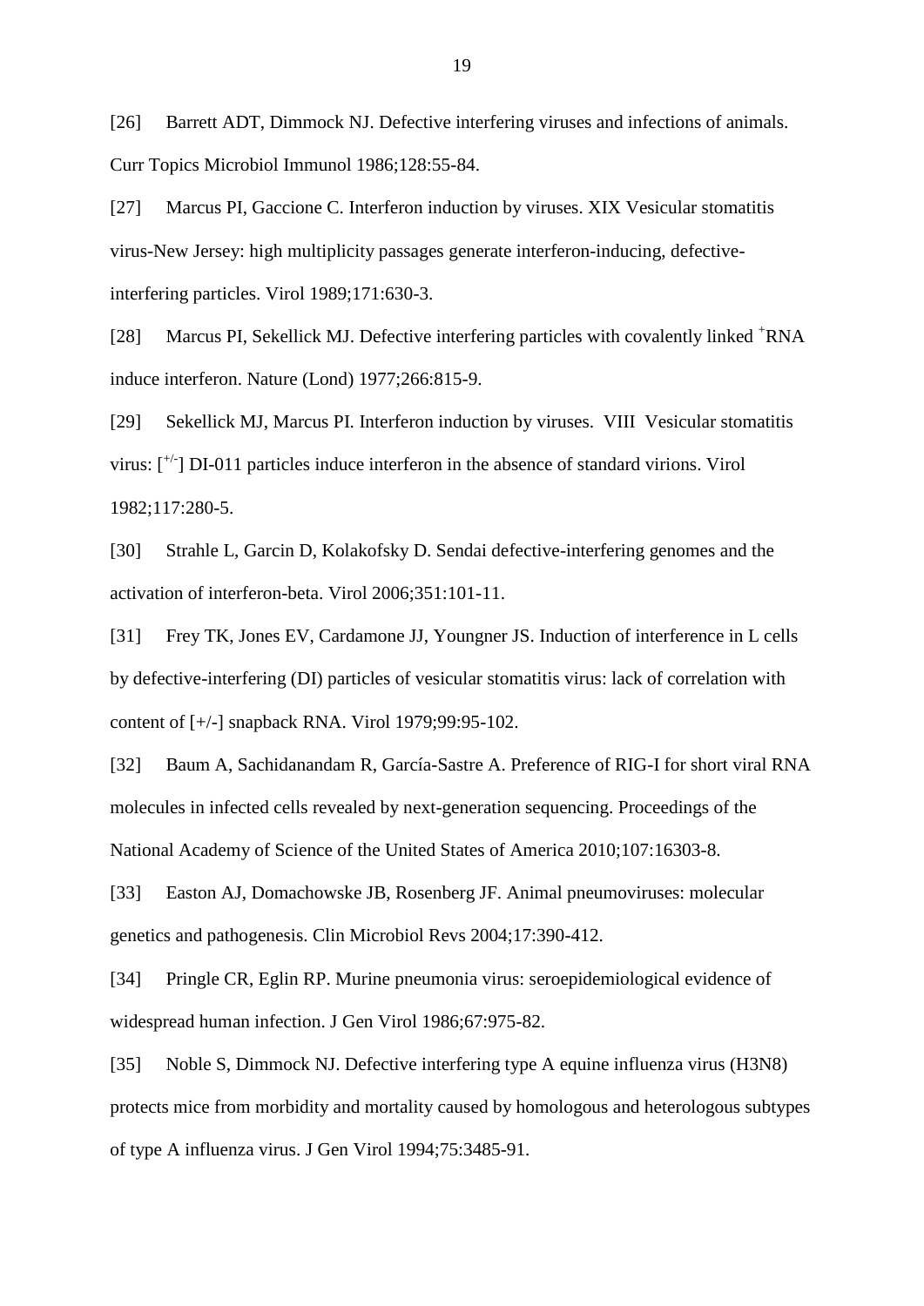[26] Barrett ADT, Dimmock NJ. Defective interfering viruses and infections of animals. Curr Topics Microbiol Immunol 1986;128:55-84.

[27] Marcus PI, Gaccione C. Interferon induction by viruses. XIX Vesicular stomatitis virus-New Jersey: high multiplicity passages generate interferon-inducing, defective-interfering particles. Virol 1989;171:630-3.

[28] Marcus PI, Sekellick MJ. Defective interfering particles with covalently linked $^{+}$RNA induce interferon. Nature (Lond) 1977;266:815-9.

[29] Sekellick MJ, Marcus PI. Interferon induction by viruses. VIII Vesicular stomatitis virus: [$^{+/-}$] DI-011 particles induce interferon in the absence of standard virions. Virol 1982;117:280-5.

[30] Strahle L, Garcin D, Kolakofsky D. Sendai defective-interfering genomes and the activation of interferon-beta. Virol 2006;351:101-11.

[31] Frey TK, Jones EV, Cardamone JJ, Youngner JS. Induction of interference in L cells by defective-interfering (DI) particles of vesicular stomatitis virus: lack of correlation with content of [+/-] snapback RNA. Virol 1979;99:95-102.

[32] Baum A, Sachidanandam R, García-Sastre A. Preference of RIG-I for short viral RNA molecules in infected cells revealed by next-generation sequencing. Proceedings of the National Academy of Science of the United States of America 2010;107:16303-8.

[33] Easton AJ, Domachowske JB, Rosenberg JF. Animal pneumoviruses: molecular genetics and pathogenesis. Clin Microbiol Revs 2004;17:390-412.

[34] Pringle CR, Eglin RP. Murine pneumonia virus: seroepidemiological evidence of widespread human infection. J Gen Virol 1986;67:975-82.

[35] Noble S, Dimmock NJ. Defective interfering type A equine influenza virus (H3N8) protects mice from morbidity and mortality caused by homologous and heterologous subtypes of type A influenza virus. J Gen Virol 1994;75:3485-91.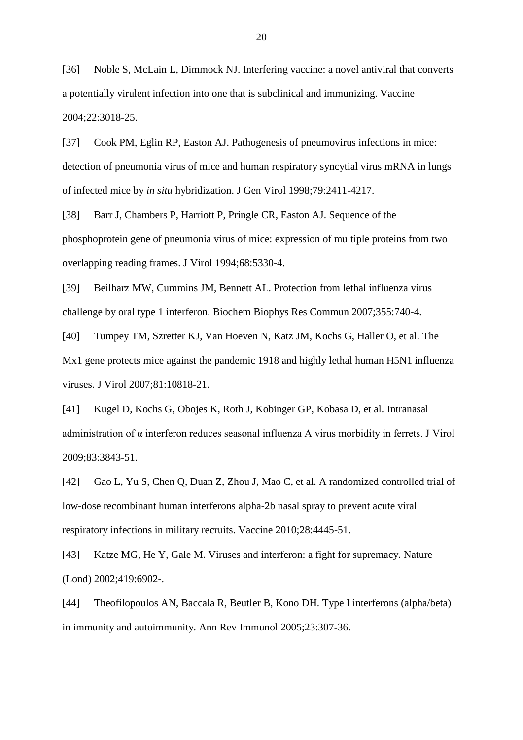[36] Noble S, McLain L, Dimmock NJ. Interfering vaccine: a novel antiviral that converts a potentially virulent infection into one that is subclinical and immunizing. Vaccine 2004;22:3018-25.

[37] Cook PM, Eglin RP, Easton AJ. Pathogenesis of pneumovirus infections in mice: detection of pneumonia virus of mice and human respiratory syncytial virus mRNA in lungs of infected mice by *in situ* hybridization. J Gen Virol 1998;79:2411-4217.

[38] Barr J, Chambers P, Harriott P, Pringle CR, Easton AJ. Sequence of the phosphoprotein gene of pneumonia virus of mice: expression of multiple proteins from two overlapping reading frames. J Virol 1994;68:5330-4.

[39] Beilharz MW, Cummins JM, Bennett AL. Protection from lethal influenza virus challenge by oral type 1 interferon. Biochem Biophys Res Commun 2007;355:740-4.

[40] Tumpey TM, Szretter KJ, Van Hoeven N, Katz JM, Kochs G, Haller O, et al. The Mx1 gene protects mice against the pandemic 1918 and highly lethal human H5N1 influenza viruses. J Virol 2007;81:10818-21.

[41] Kugel D, Kochs G, Obojes K, Roth J, Kobinger GP, Kobasa D, et al. Intranasal administration of α interferon reduces seasonal influenza A virus morbidity in ferrets. J Virol 2009;83:3843-51.

[42] Gao L, Yu S, Chen Q, Duan Z, Zhou J, Mao C, et al. A randomized controlled trial of low-dose recombinant human interferons alpha-2b nasal spray to prevent acute viral respiratory infections in military recruits. Vaccine 2010;28:4445-51.

[43] Katze MG, He Y, Gale M. Viruses and interferon: a fight for supremacy. Nature (Lond) 2002;419:6902-.

[44] Theofilopoulos AN, Baccala R, Beutler B, Kono DH. Type I interferons (alpha/beta) in immunity and autoimmunity. Ann Rev Immunol 2005;23:307-36.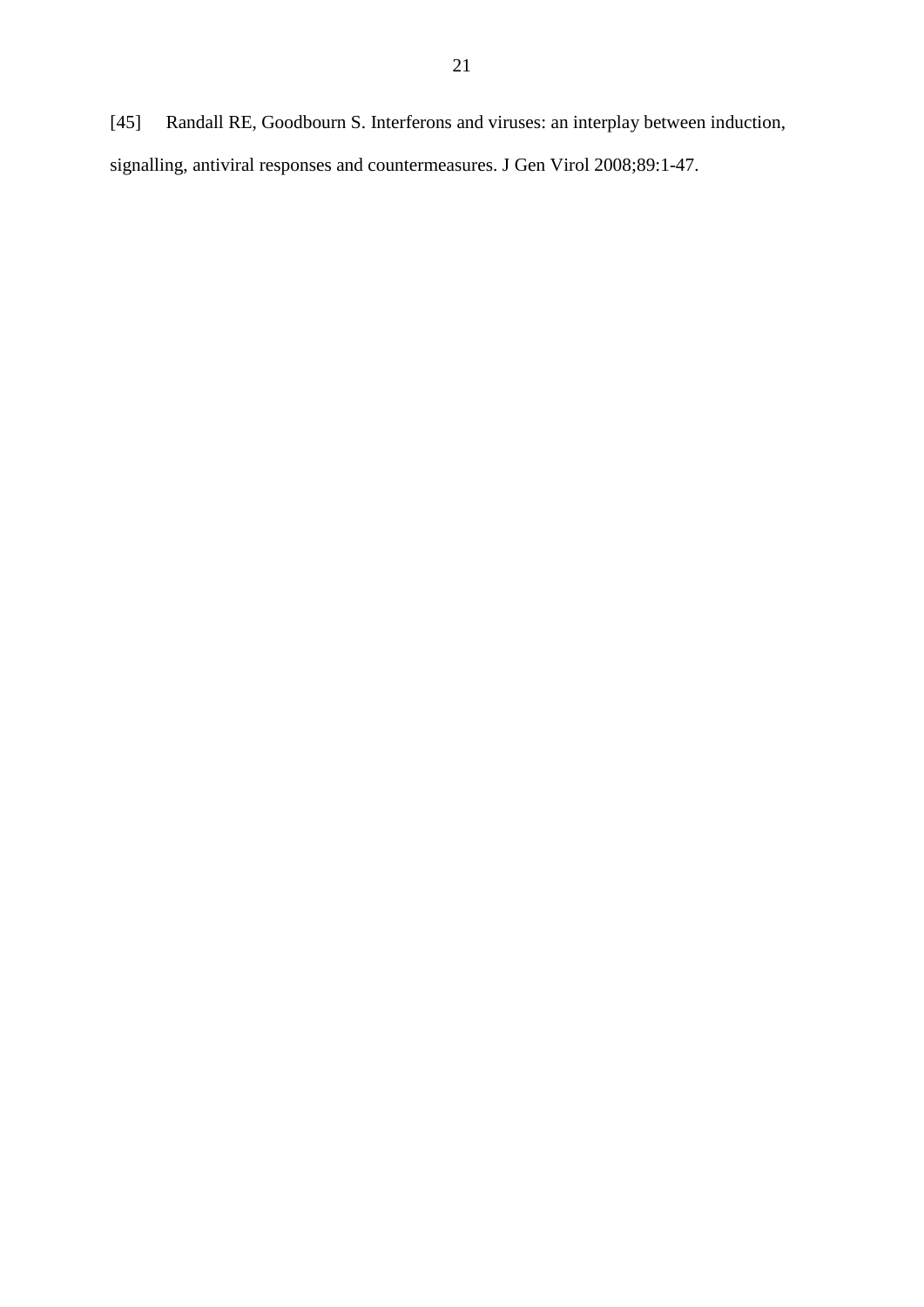[45] Randall RE, Goodbourn S. Interferons and viruses: an interplay between induction, signalling, antiviral responses and countermeasures. J Gen Virol 2008;89:1-47.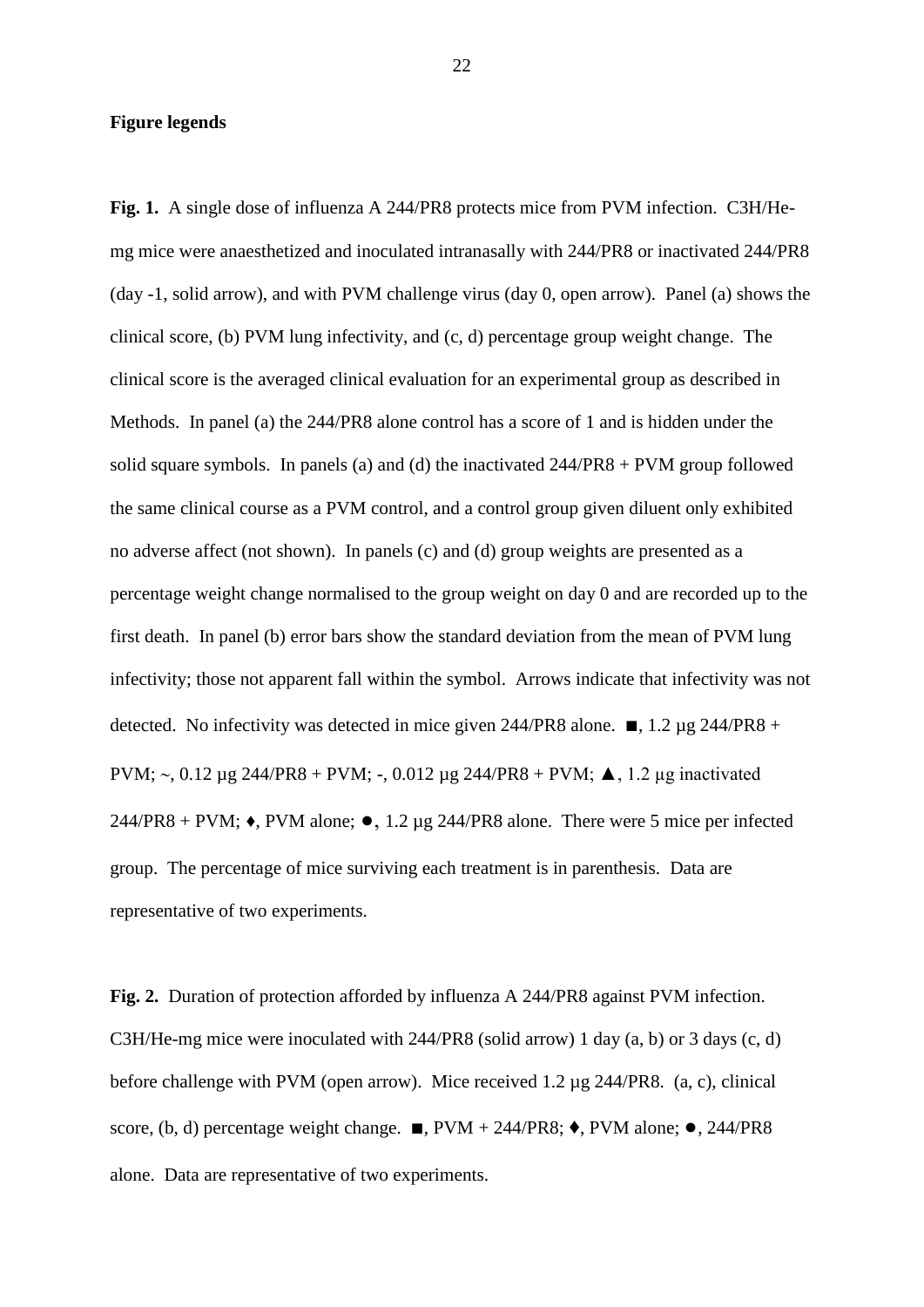**Figure legends**

**Fig. 1.** A single dose of influenza A 244/PR8 protects mice from PVM infection. C3H/He-mg mice were anaesthetized and inoculated intranasally with 244/PR8 or inactivated 244/PR8 (day -1, solid arrow), and with PVM challenge virus (day 0, open arrow). Panel (a) shows the clinical score, (b) PVM lung infectivity, and (c, d) percentage group weight change. The clinical score is the averaged clinical evaluation for an experimental group as described in Methods. In panel (a) the 244/PR8 alone control has a score of 1 and is hidden under the solid square symbols. In panels (a) and (d) the inactivated 244/PR8 + PVM group followed the same clinical course as a PVM control, and a control group given diluent only exhibited no adverse affect (not shown). In panels (c) and (d) group weights are presented as a percentage weight change normalised to the group weight on day 0 and are recorded up to the first death. In panel (b) error bars show the standard deviation from the mean of PVM lung infectivity; those not apparent fall within the symbol. Arrows indicate that infectivity was not detected. No infectivity was detected in mice given 244/PR8 alone. ■, 1.2 µg 244/PR8 + PVM; ~, 0.12 µg 244/PR8 + PVM; -, 0.012 µg 244/PR8 + PVM; ▲, 1.2 µg inactivated 244/PR8 + PVM; ♦, PVM alone; ●, 1.2 µg 244/PR8 alone. There were 5 mice per infected group. The percentage of mice surviving each treatment is in parenthesis. Data are representative of two experiments.

**Fig. 2.** Duration of protection afforded by influenza A 244/PR8 against PVM infection. C3H/He-mg mice were inoculated with 244/PR8 (solid arrow) 1 day (a, b) or 3 days (c, d) before challenge with PVM (open arrow). Mice received 1.2 µg 244/PR8. (a, c), clinical score, (b, d) percentage weight change. ■, PVM + 244/PR8; ♦, PVM alone; ●, 244/PR8 alone. Data are representative of two experiments.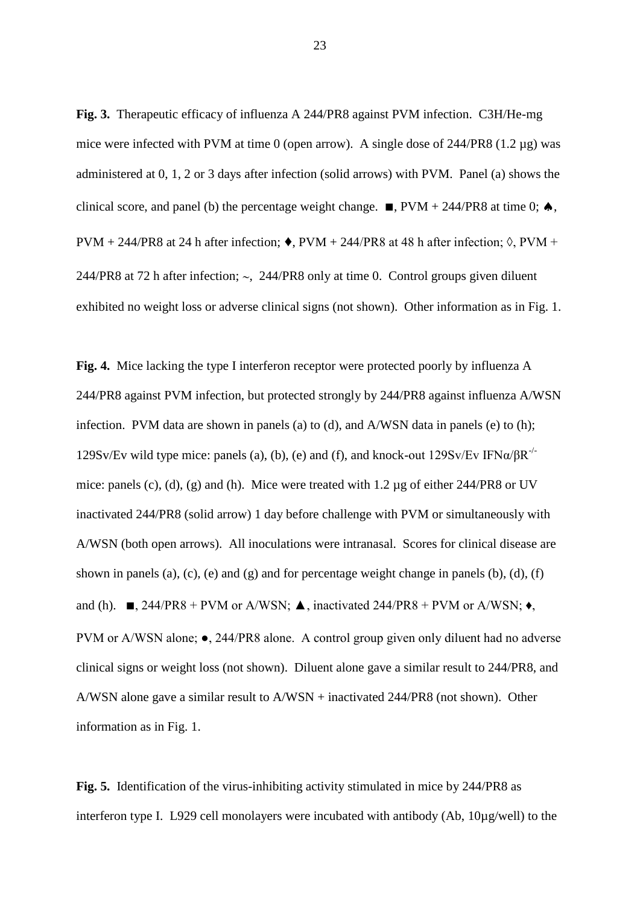**Fig. 3.** Therapeutic efficacy of influenza A 244/PR8 against PVM infection. C3H/He-mg mice were infected with PVM at time 0 (open arrow). A single dose of 244/PR8 (1.2 µg) was administered at 0, 1, 2 or 3 days after infection (solid arrows) with PVM. Panel (a) shows the clinical score, and panel (b) the percentage weight change. ■, PVM + 244/PR8 at time 0; ♠, PVM + 244/PR8 at 24 h after infection; ♦, PVM + 244/PR8 at 48 h after infection; ◊, PVM + 244/PR8 at 72 h after infection; ~, 244/PR8 only at time 0. Control groups given diluent exhibited no weight loss or adverse clinical signs (not shown). Other information as in Fig. 1.

**Fig. 4.** Mice lacking the type I interferon receptor were protected poorly by influenza A 244/PR8 against PVM infection, but protected strongly by 244/PR8 against influenza A/WSN infection. PVM data are shown in panels (a) to (d), and A/WSN data in panels (e) to (h); 129Sv/Ev wild type mice: panels (a), (b), (e) and (f), and knock-out 129Sv/Ev IFNα/βR$^{-/-}$ mice: panels (c), (d), (g) and (h). Mice were treated with 1.2 µg of either 244/PR8 or UV inactivated 244/PR8 (solid arrow) 1 day before challenge with PVM or simultaneously with A/WSN (both open arrows). All inoculations were intranasal. Scores for clinical disease are shown in panels (a), (c), (e) and (g) and for percentage weight change in panels (b), (d), (f) and (h). ■, 244/PR8 + PVM or A/WSN; ▲, inactivated 244/PR8 + PVM or A/WSN; ♦, PVM or A/WSN alone; ●, 244/PR8 alone. A control group given only diluent had no adverse clinical signs or weight loss (not shown). Diluent alone gave a similar result to 244/PR8, and A/WSN alone gave a similar result to A/WSN + inactivated 244/PR8 (not shown). Other information as in Fig. 1.

**Fig. 5.** Identification of the virus-inhibiting activity stimulated in mice by 244/PR8 as interferon type I. L929 cell monolayers were incubated with antibody (Ab, 10µg/well) to the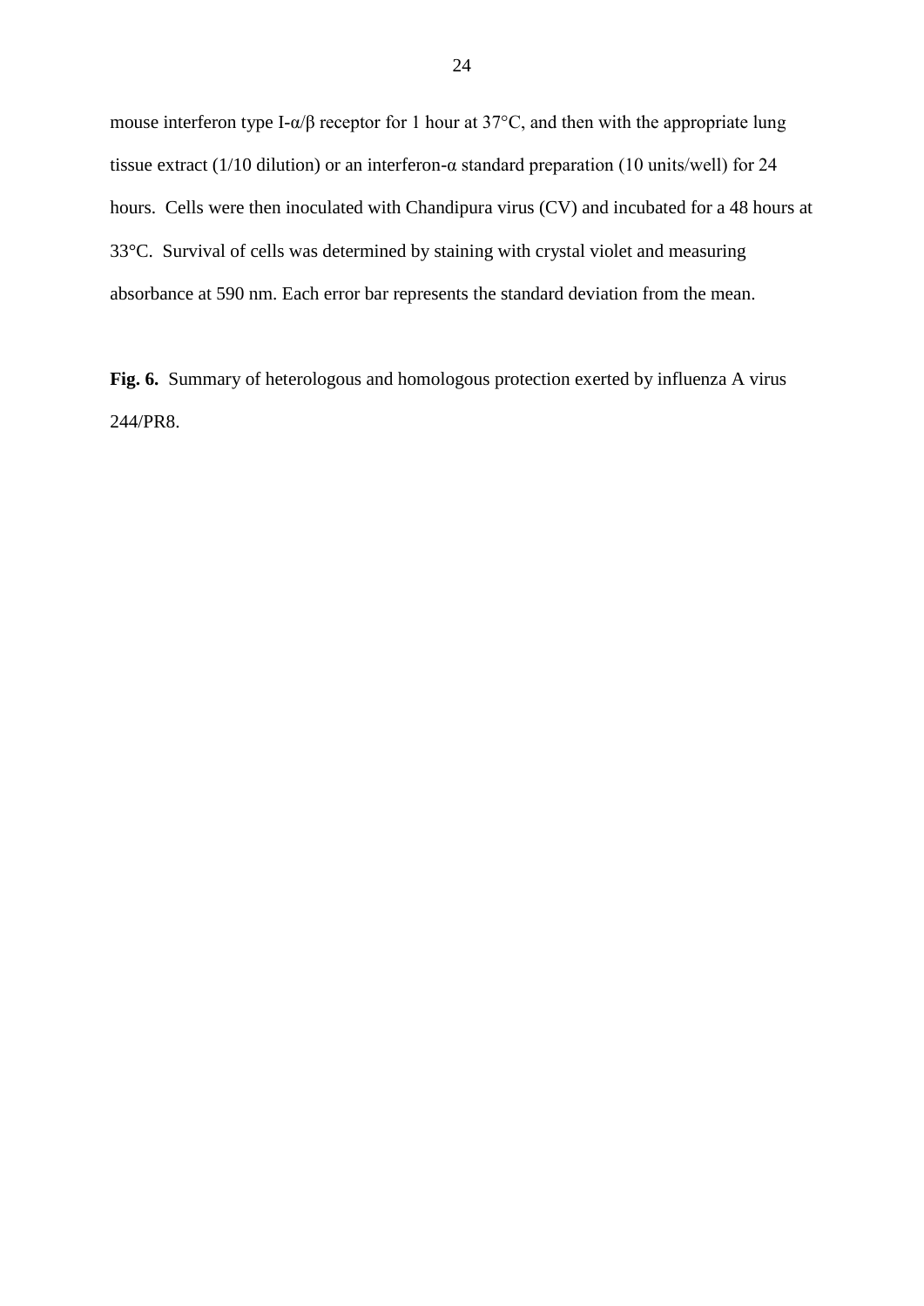mouse interferon type I-α/β receptor for 1 hour at 37°C, and then with the appropriate lung tissue extract (1/10 dilution) or an interferon-α standard preparation (10 units/well) for 24 hours. Cells were then inoculated with Chandipura virus (CV) and incubated for a 48 hours at 33°C. Survival of cells was determined by staining with crystal violet and measuring absorbance at 590 nm. Each error bar represents the standard deviation from the mean.

**Fig. 6.** Summary of heterologous and homologous protection exerted by influenza A virus 244/PR8.